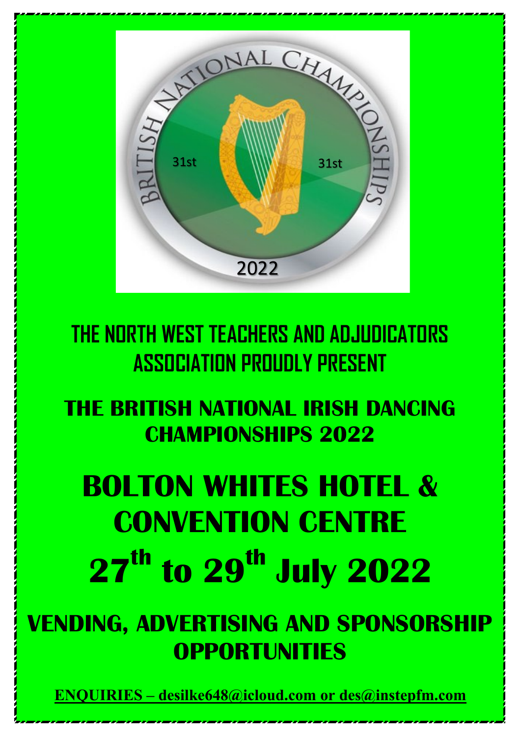# THE NORTH WEST TEACHERS AND ADJUDICATORS ASSOCIATION PROUDLY PRESENT

## THE BRITISH NATIONAL IRISH DANCING CHAMPIONSHIPS 2022

# BOLTON WHITES HOTEL & CONVENTION CENTRE

# 27th to 29th July 2022

## VENDING, ADVERTISING AND SPONSORSHIP OPPORTUNITIES

**ENQUIRIES – desilke648@icloud.com or des@instepfm.com**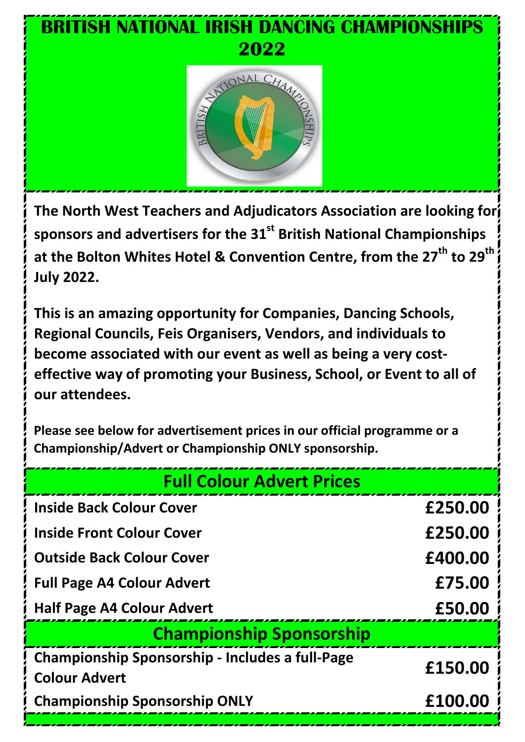# BRITISH NATIONAL IRISH DANCING CHAMPIONSHIPS 2022

**The North West Teachers and Adjudicators Association are looking for sponsors and advertisers for the 31st British National Championships at the Bolton Whites Hotel & Convention Centre, from the 27th to 29th July 2022.**

**This is an amazing opportunity for Companies, Dancing Schools, Regional Councils, Feis Organisers, Vendors, and individuals to become associated with our event as well as being a very cost-effective way of promoting your Business, School, or Event to all of our attendees.**

**Please see below for advertisement prices in our official programme or a Championship/Advert or Championship ONLY sponsorship.**

| Full Colour Advert Prices | |
|---|---|
| Inside Back Colour Cover | £250.00 |
| Inside Front Colour Cover | £250.00 |
| Outside Back Colour Cover | £400.00 |
| Full Page A4 Colour Advert | £75.00 |
| Half Page A4 Colour Advert | £50.00 |

| Championship Sponsorship | |
|---|---|
| Championship Sponsorship - Includes a full-Page Colour Advert | £150.00 |
| Championship Sponsorship ONLY | £100.00 |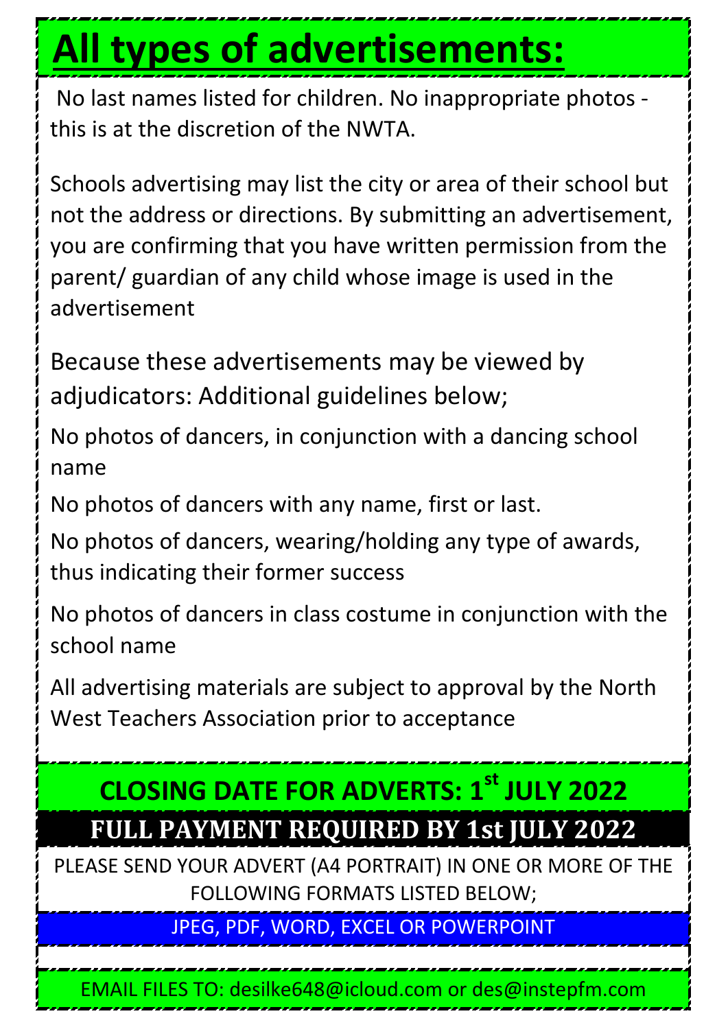# All types of advertisements:

No last names listed for children. No inappropriate photos - this is at the discretion of the NWTA.

Schools advertising may list the city or area of their school but not the address or directions. By submitting an advertisement, you are confirming that you have written permission from the parent/ guardian of any child whose image is used in the advertisement

Because these advertisements may be viewed by adjudicators: Additional guidelines below;

No photos of dancers, in conjunction with a dancing school name

No photos of dancers with any name, first or last.

No photos of dancers, wearing/holding any type of awards, thus indicating their former success

No photos of dancers in class costume in conjunction with the school name

All advertising materials are subject to approval by the North West Teachers Association prior to acceptance

**CLOSING DATE FOR ADVERTS: 1st JULY 2022**

**FULL PAYMENT REQUIRED BY 1st JULY 2022**

PLEASE SEND YOUR ADVERT (A4 PORTRAIT) IN ONE OR MORE OF THE FOLLOWING FORMATS LISTED BELOW;

JPEG, PDF, WORD, EXCEL OR POWERPOINT

EMAIL FILES TO: desilke648@icloud.com or des@instepfm.com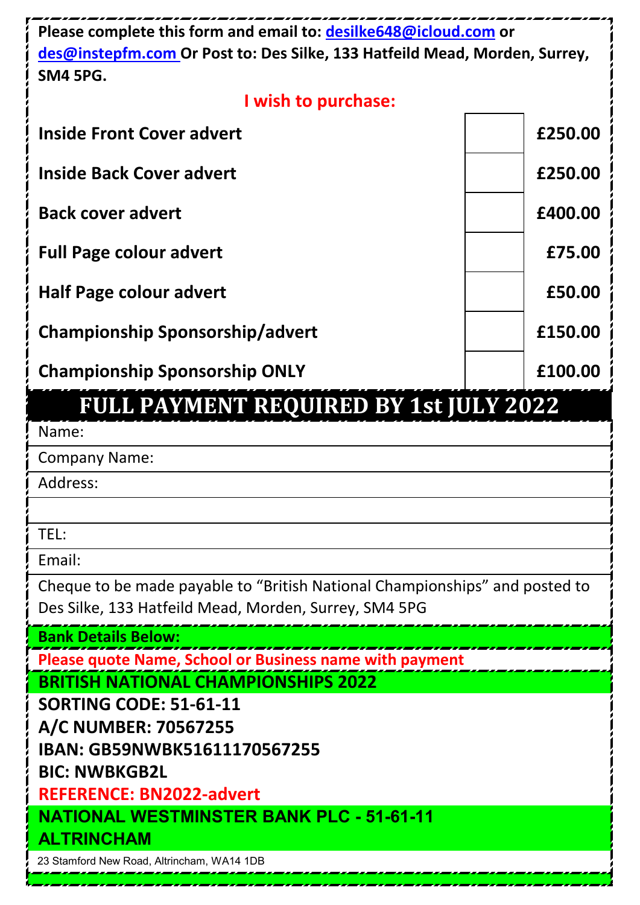**Please complete this form and email to: desilke648@icloud.com or des@instepfm.com Or Post to: Des Silke, 133 Hatfeild Mead, Morden, Surrey, SM4 5PG.**

**I wish to purchase:**

| | | |
|---|---|---|
| **Inside Front Cover advert** | | **£250.00** |
| **Inside Back Cover advert** | | **£250.00** |
| **Back cover advert** | | **£400.00** |
| **Full Page colour advert** | | **£75.00** |
| **Half Page colour advert** | | **£50.00** |
| **Championship Sponsorship/advert** | | **£150.00** |
| **Championship Sponsorship ONLY** | | **£100.00** |

# FULL PAYMENT REQUIRED BY 1st JULY 2022

Name:

Company Name:

Address:

TEL:

Email:

Cheque to be made payable to "British National Championships" and posted to Des Silke, 133 Hatfeild Mead, Morden, Surrey, SM4 5PG

**Bank Details Below:**

**Please quote Name, School or Business name with payment**

**BRITISH NATIONAL CHAMPIONSHIPS 2022**

**SORTING CODE: 51-61-11**

**A/C NUMBER: 70567255**

**IBAN: GB59NWBK51611170567255**

**BIC: NWBKGB2L**

**REFERENCE: BN2022-advert**

**NATIONAL WESTMINSTER BANK PLC - 51-61-11 ALTRINCHAM**

23 Stamford New Road, Altrincham, WA14 1DB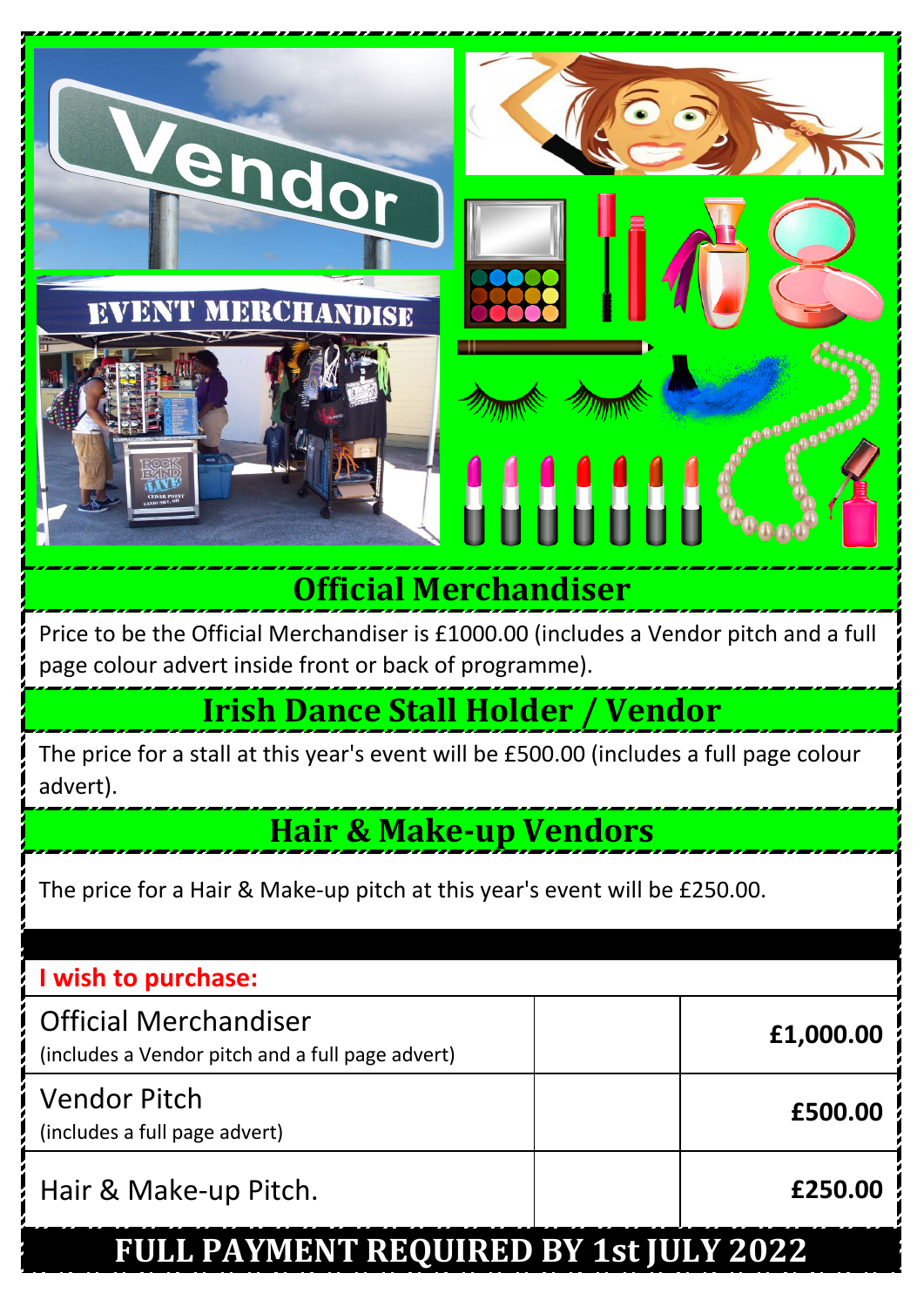## Official Merchandiser

Price to be the Official Merchandiser is £1000.00 (includes a Vendor pitch and a full page colour advert inside front or back of programme).

## Irish Dance Stall Holder / Vendor

The price for a stall at this year's event will be £500.00 (includes a full page colour advert).

## Hair & Make-up Vendors

The price for a Hair & Make-up pitch at this year's event will be £250.00.

**I wish to purchase:**

| | | |
|---|---|---|
| Official Merchandiser<br>(includes a Vendor pitch and a full page advert) | | **£1,000.00** |
| Vendor Pitch<br>(includes a full page advert) | | **£500.00** |
| Hair & Make-up Pitch. | | **£250.00** |

## FULL PAYMENT REQUIRED BY 1st JULY 2022